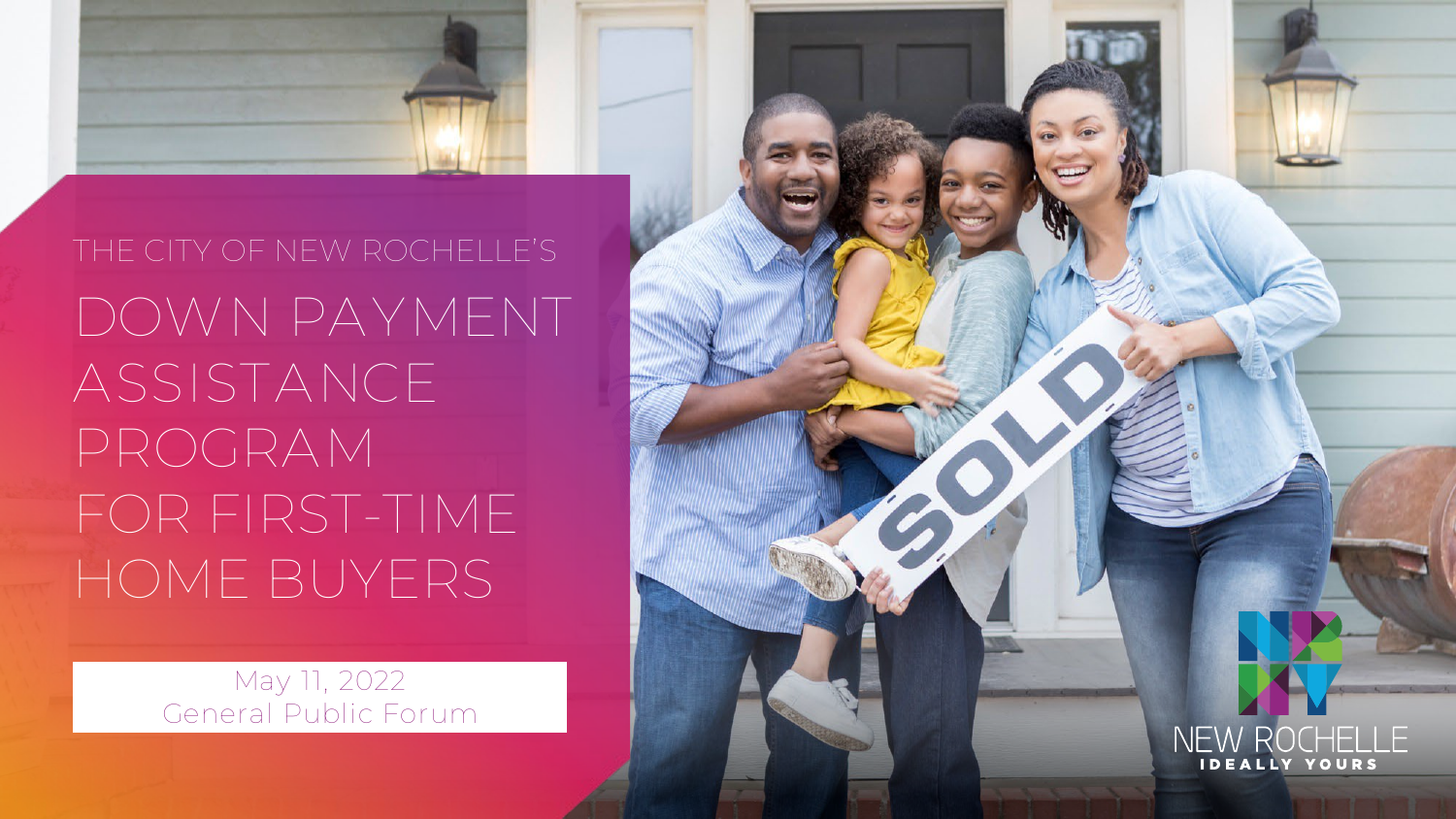THE CITY OF NEW ROCHELLE'S

# DOWN PAYMENT ASSISTANCE PROGRAM FOR FIRST-TIME HOME BUYERS

May 11, 2022
General Public Forum

NEW ROCHELLE
IDEALLY YOURS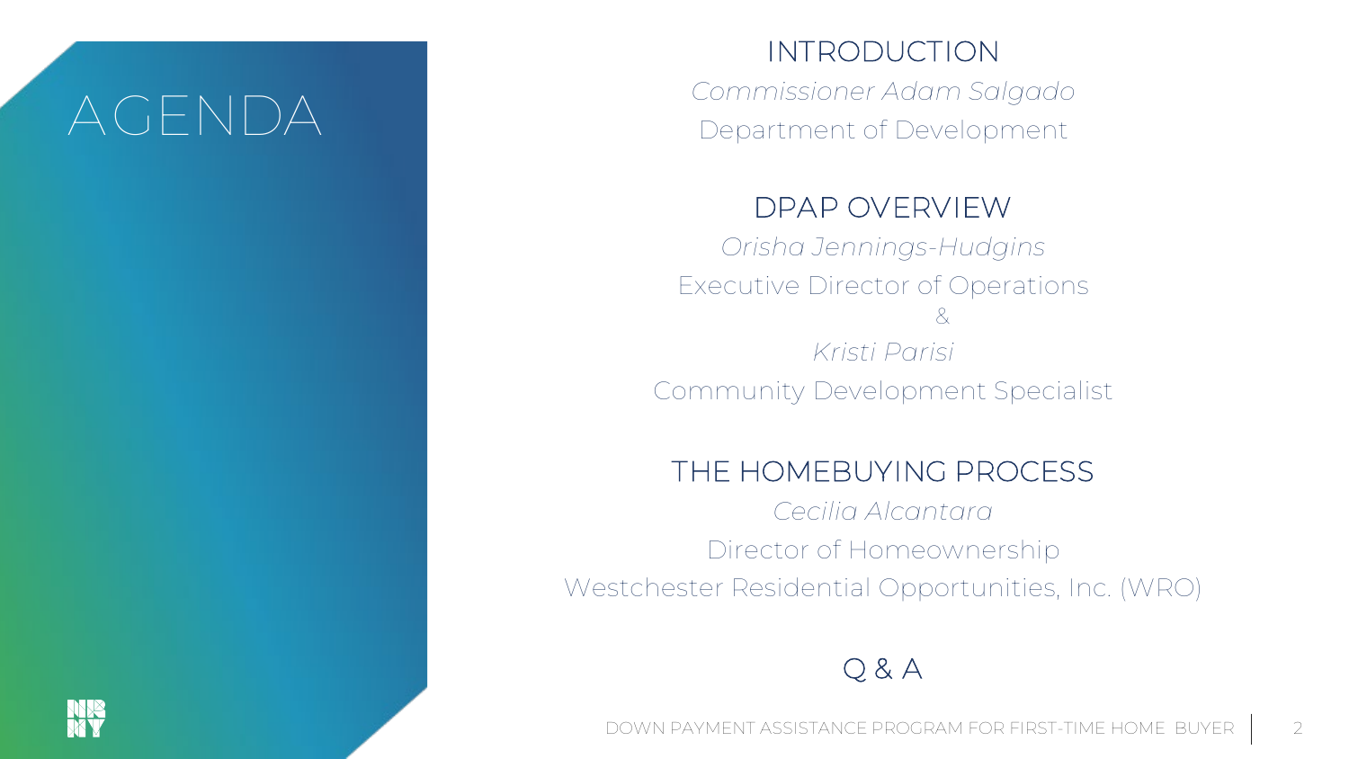# AGENDA

## INTRODUCTION

*Commissioner Adam Salgado*

Department of Development

## DPAP OVERVIEW

*Orisha Jennings-Hudgins*

Executive Director of Operations

&

*Kristi Parisi*

Community Development Specialist

## THE HOMEBUYING PROCESS

*Cecilia Alcantara*

Director of Homeownership

Westchester Residential Opportunities, Inc. (WRO)

## Q & A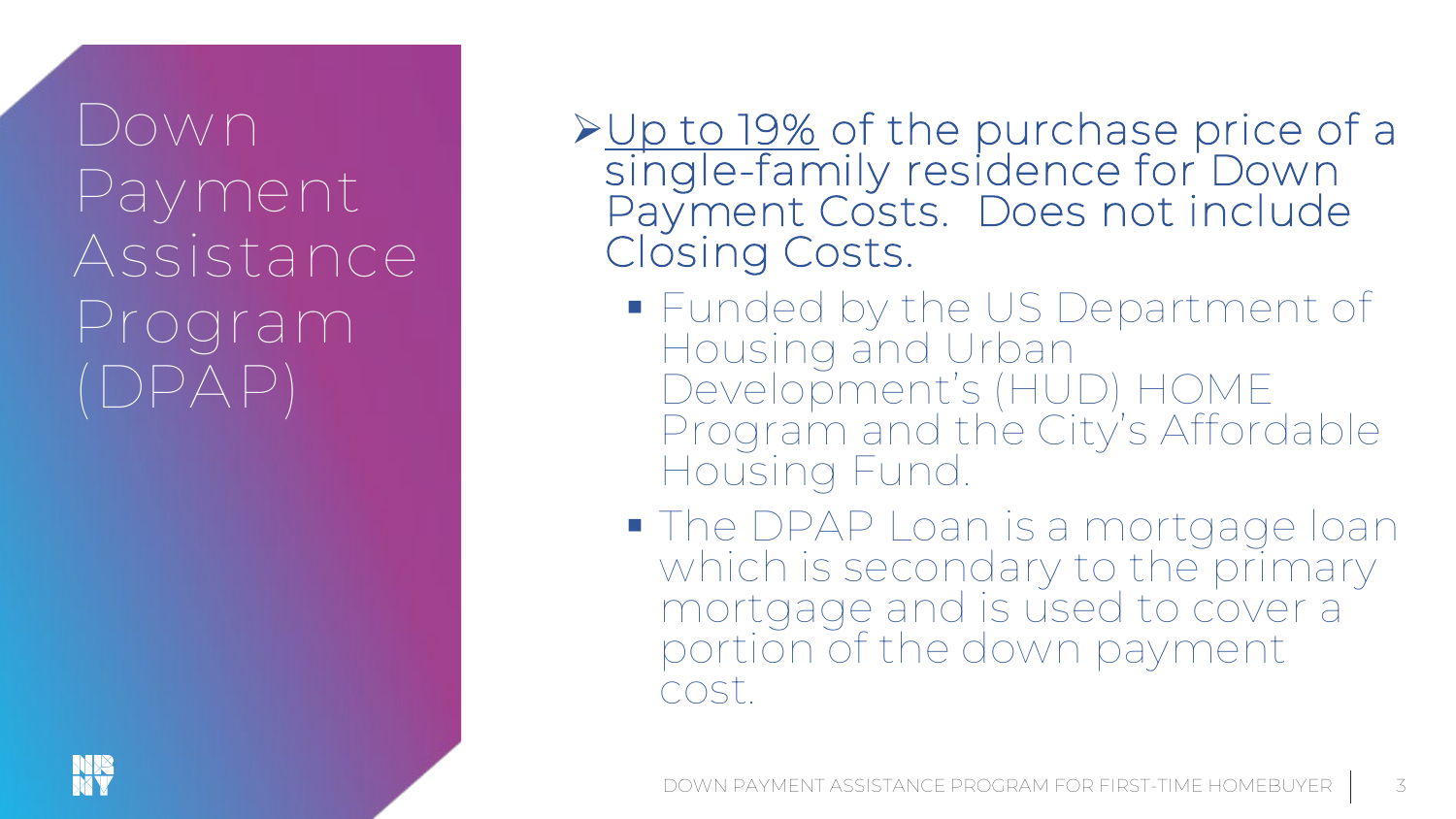# Down Payment Assistance Program (DPAP)

- Up to 19% of the purchase price of a single-family residence for Down Payment Costs. Does not include Closing Costs.
  - Funded by the US Department of Housing and Urban Development's (HUD) HOME Program and the City's Affordable Housing Fund.
  - The DPAP Loan is a mortgage loan which is secondary to the primary mortgage and is used to cover a portion of the down payment cost.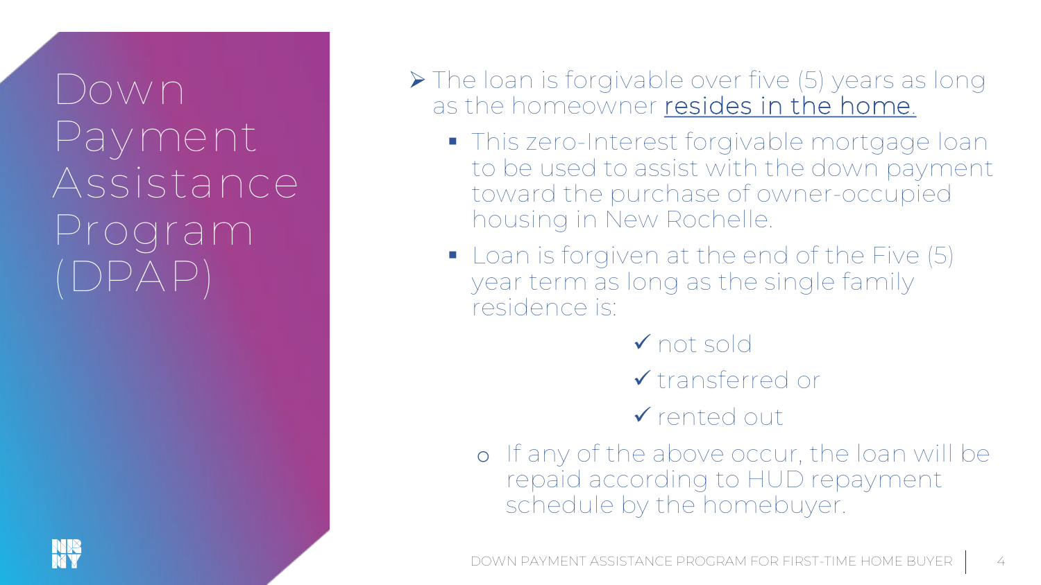# Down Payment Assistance Program (DPAP)

- The loan is forgivable over five (5) years as long as the homeowner resides in the home.
  - This zero-Interest forgivable mortgage loan to be used to assist with the down payment toward the purchase of owner-occupied housing in New Rochelle.
  - Loan is forgiven at the end of the Five (5) year term as long as the single family residence is:
    - ✓ not sold
    - ✓ transferred or
    - ✓ rented out
  - If any of the above occur, the loan will be repaid according to HUD repayment schedule by the homebuyer.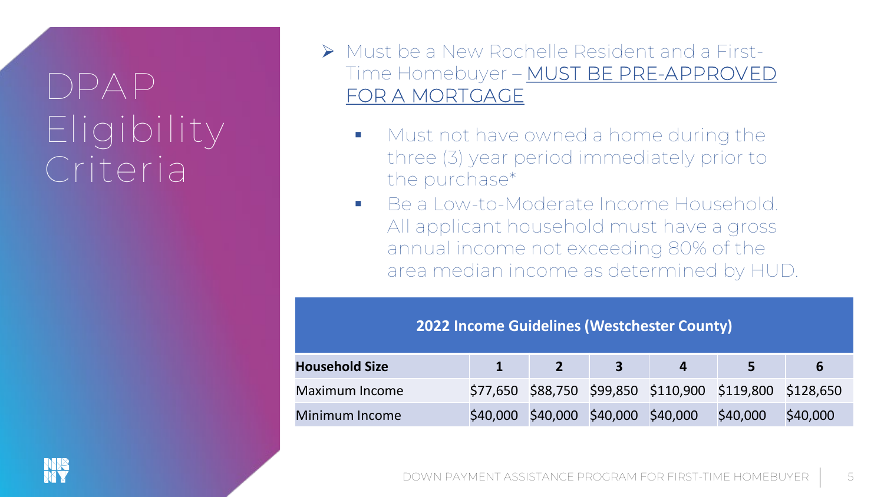# DPAP Eligibility Criteria

- Must be a New Rochelle Resident and a First-Time Homebuyer – MUST BE PRE-APPROVED FOR A MORTGAGE
  - Must not have owned a home during the three (3) year period immediately prior to the purchase*
  - Be a Low-to-Moderate Income Household. All applicant household must have a gross annual income not exceeding 80% of the area median income as determined by HUD.

| 2022 Income Guidelines (Westchester County) | | | | | | |
|---|---|---|---|---|---|---|
| **Household Size** | **1** | **2** | **3** | **4** | **5** | **6** |
| Maximum Income | $77,650 | $88,750 | $99,850 | $110,900 | $119,800 | $128,650 |
| Minimum Income | $40,000 | $40,000 | $40,000 | $40,000 | $40,000 | $40,000 |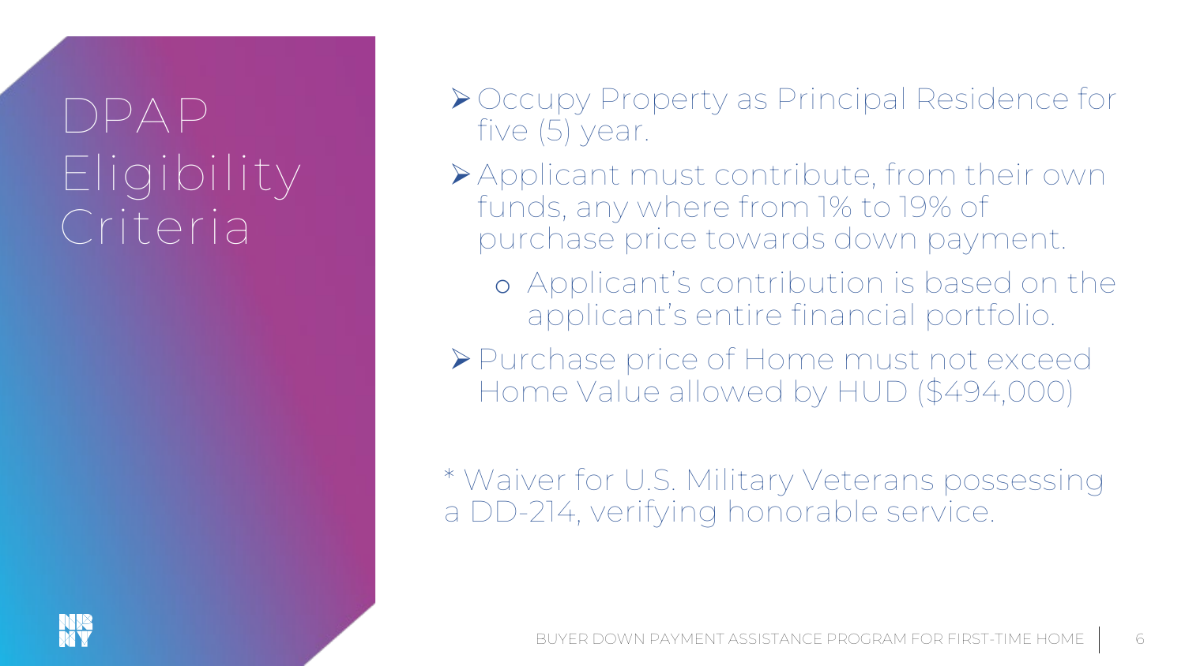# DPAP Eligibility Criteria

- Occupy Property as Principal Residence for five (5) year.
- Applicant must contribute, from their own funds, any where from 1% to 19% of purchase price towards down payment.
  - Applicant's contribution is based on the applicant's entire financial portfolio.
- Purchase price of Home must not exceed Home Value allowed by HUD ($494,000)

* Waiver for U.S. Military Veterans possessing a DD-214, verifying honorable service.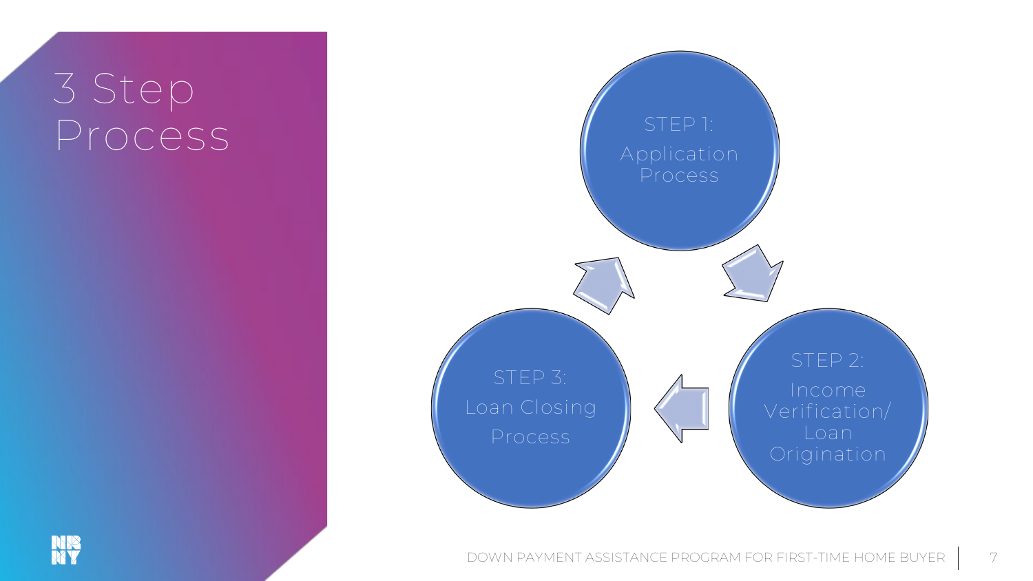# 3 Step Process

STEP 1: Application Process

STEP 2: Income Verification/ Loan Origination

STEP 3: Loan Closing Process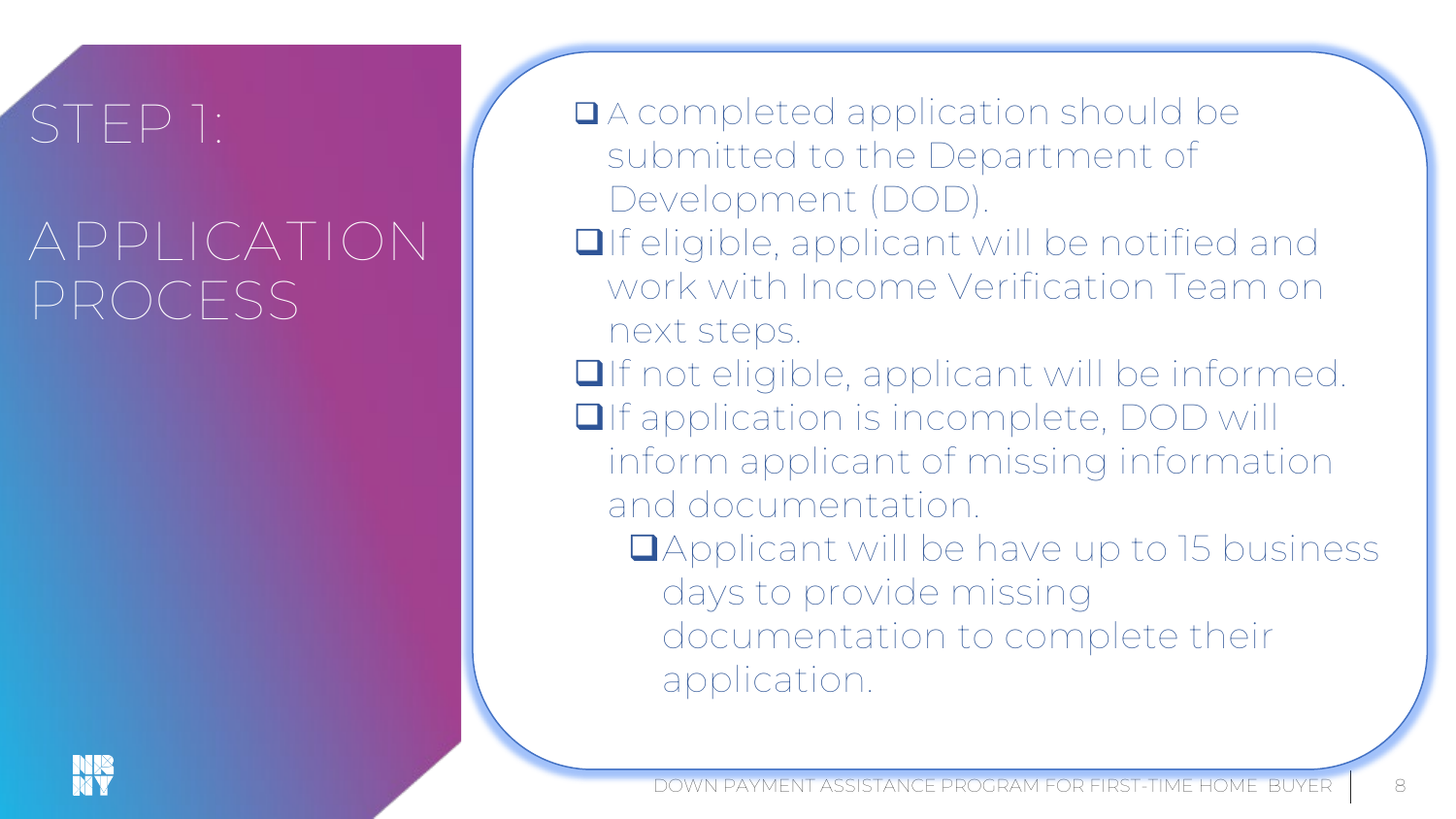# STEP 1:

# APPLICATION PROCESS

- A completed application should be submitted to the Department of Development (DOD).
- If eligible, applicant will be notified and work with Income Verification Team on next steps.
- If not eligible, applicant will be informed.
- If application is incomplete, DOD will inform applicant of missing information and documentation.
  - Applicant will be have up to 15 business days to provide missing documentation to complete their application.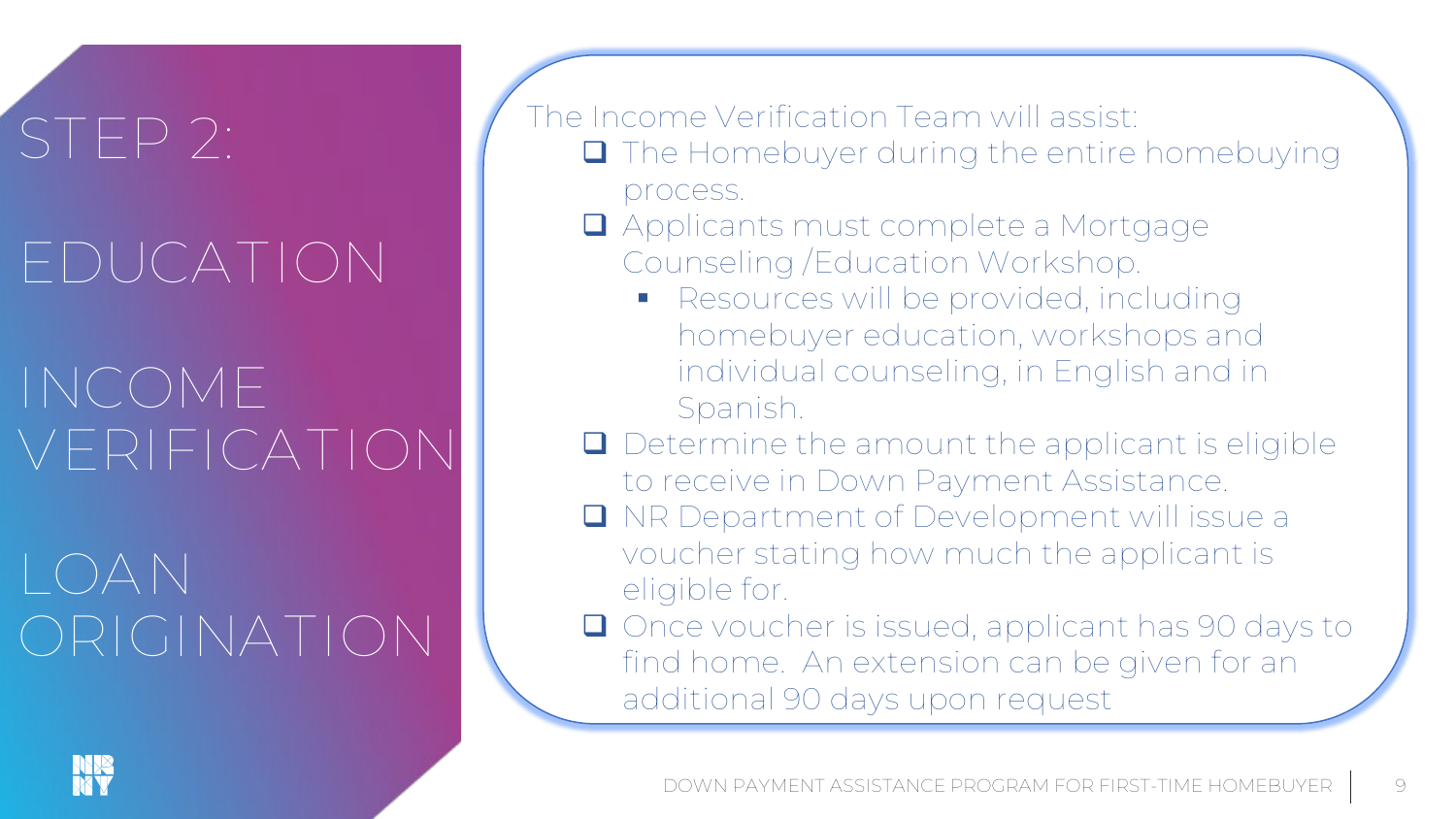# STEP 2:

## EDUCATION

## INCOME VERIFICATION

## LOAN ORIGINATION

The Income Verification Team will assist:

- The Homebuyer during the entire homebuying process.
- Applicants must complete a Mortgage Counseling /Education Workshop.
  - Resources will be provided, including homebuyer education, workshops and individual counseling, in English and in Spanish.
- Determine the amount the applicant is eligible to receive in Down Payment Assistance.
- NR Department of Development will issue a voucher stating how much the applicant is eligible for.
- Once voucher is issued, applicant has 90 days to find home. An extension can be given for an additional 90 days upon request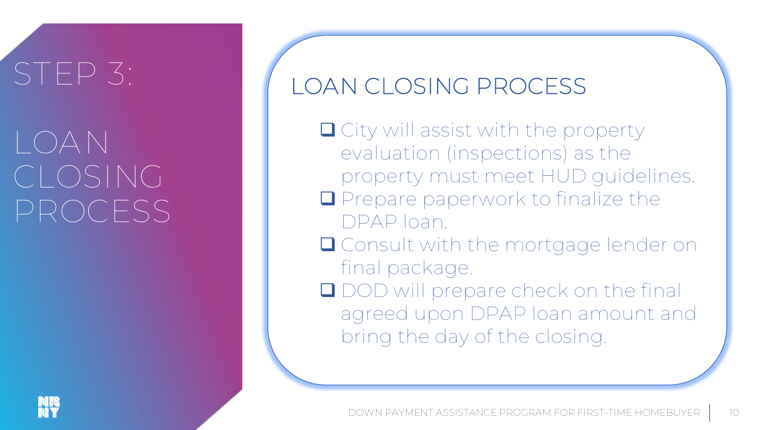# STEP 3:

# LOAN CLOSING PROCESS

## LOAN CLOSING PROCESS

- City will assist with the property evaluation (inspections) as the property must meet HUD guidelines.
- Prepare paperwork to finalize the DPAP loan.
- Consult with the mortgage lender on final package.
- DOD will prepare check on the final agreed upon DPAP loan amount and bring the day of the closing.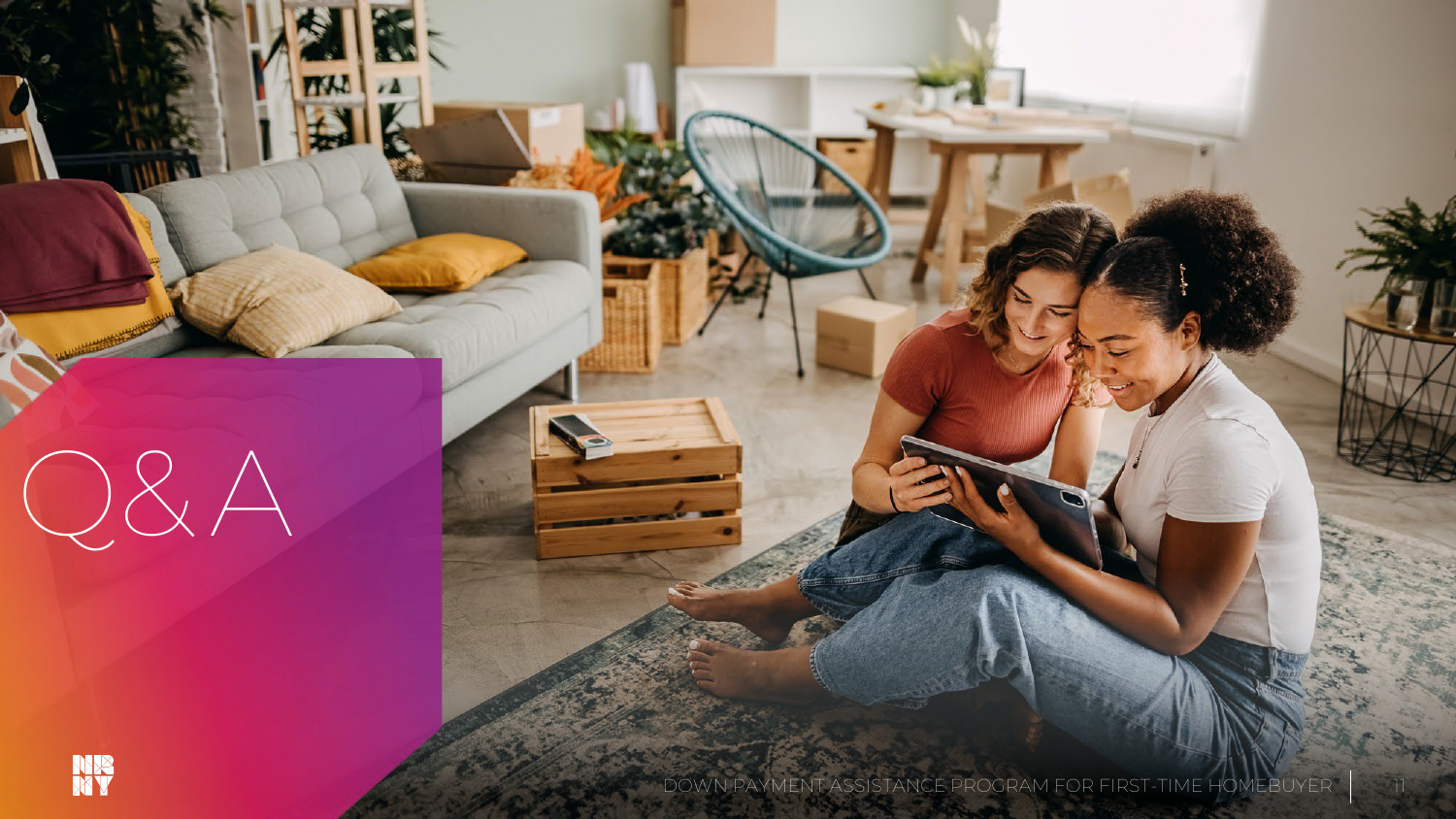# Q&A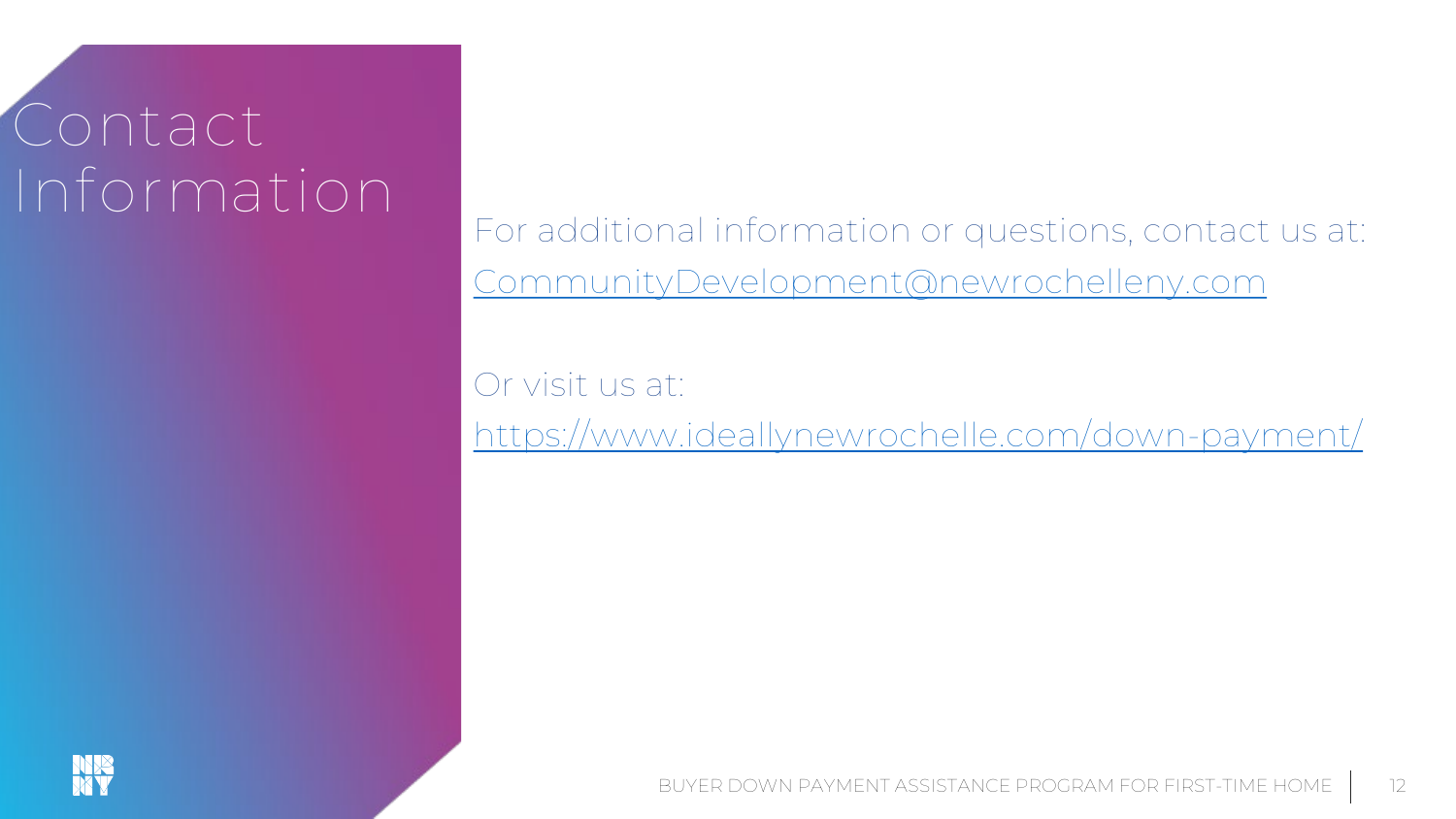# Contact Information

For additional information or questions, contact us at:
[CommunityDevelopment@newrochelleny.com](mailto:CommunityDevelopment@newrochelleny.com)

Or visit us at:
[https://www.ideallynewrochelle.com/down-payment/](https://www.ideallynewrochelle.com/down-payment/)